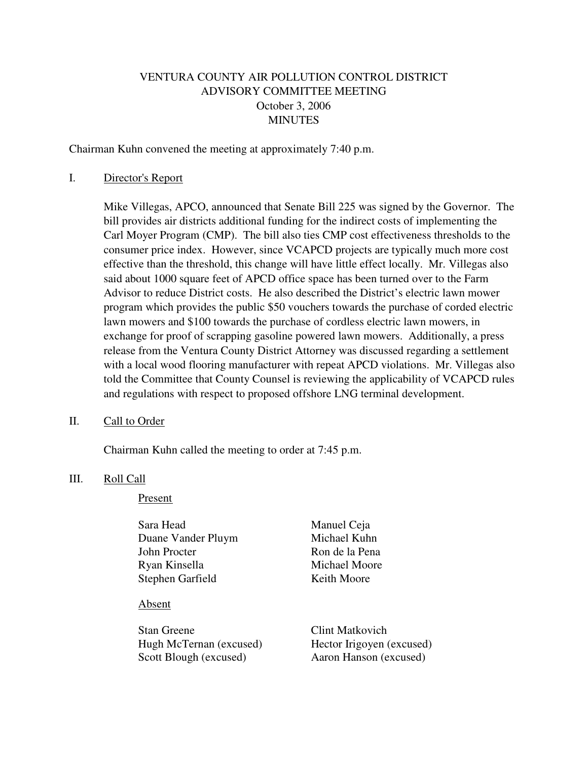# VENTURA COUNTY AIR POLLUTION CONTROL DISTRICT
## ADVISORY COMMITTEE MEETING
### October 3, 2006
### MINUTES

Chairman Kuhn convened the meeting at approximately 7:40 p.m.

I. Director's Report

Mike Villegas, APCO, announced that Senate Bill 225 was signed by the Governor. The bill provides air districts additional funding for the indirect costs of implementing the Carl Moyer Program (CMP). The bill also ties CMP cost effectiveness thresholds to the consumer price index. However, since VCAPCD projects are typically much more cost effective than the threshold, this change will have little effect locally. Mr. Villegas also said about 1000 square feet of APCD office space has been turned over to the Farm Advisor to reduce District costs. He also described the District's electric lawn mower program which provides the public $50 vouchers towards the purchase of corded electric lawn mowers and $100 towards the purchase of cordless electric lawn mowers, in exchange for proof of scrapping gasoline powered lawn mowers. Additionally, a press release from the Ventura County District Attorney was discussed regarding a settlement with a local wood flooring manufacturer with repeat APCD violations. Mr. Villegas also told the Committee that County Counsel is reviewing the applicability of VCAPCD rules and regulations with respect to proposed offshore LNG terminal development.

II. Call to Order

Chairman Kuhn called the meeting to order at 7:45 p.m.

III. Roll Call

Present

Sara Head
Duane Vander Pluym
John Procter
Ryan Kinsella
Stephen Garfield
Manuel Ceja
Michael Kuhn
Ron de la Pena
Michael Moore
Keith Moore

Absent

Stan Greene
Hugh McTernan (excused)
Scott Blough (excused)
Clint Matkovich
Hector Irigoyen (excused)
Aaron Hanson (excused)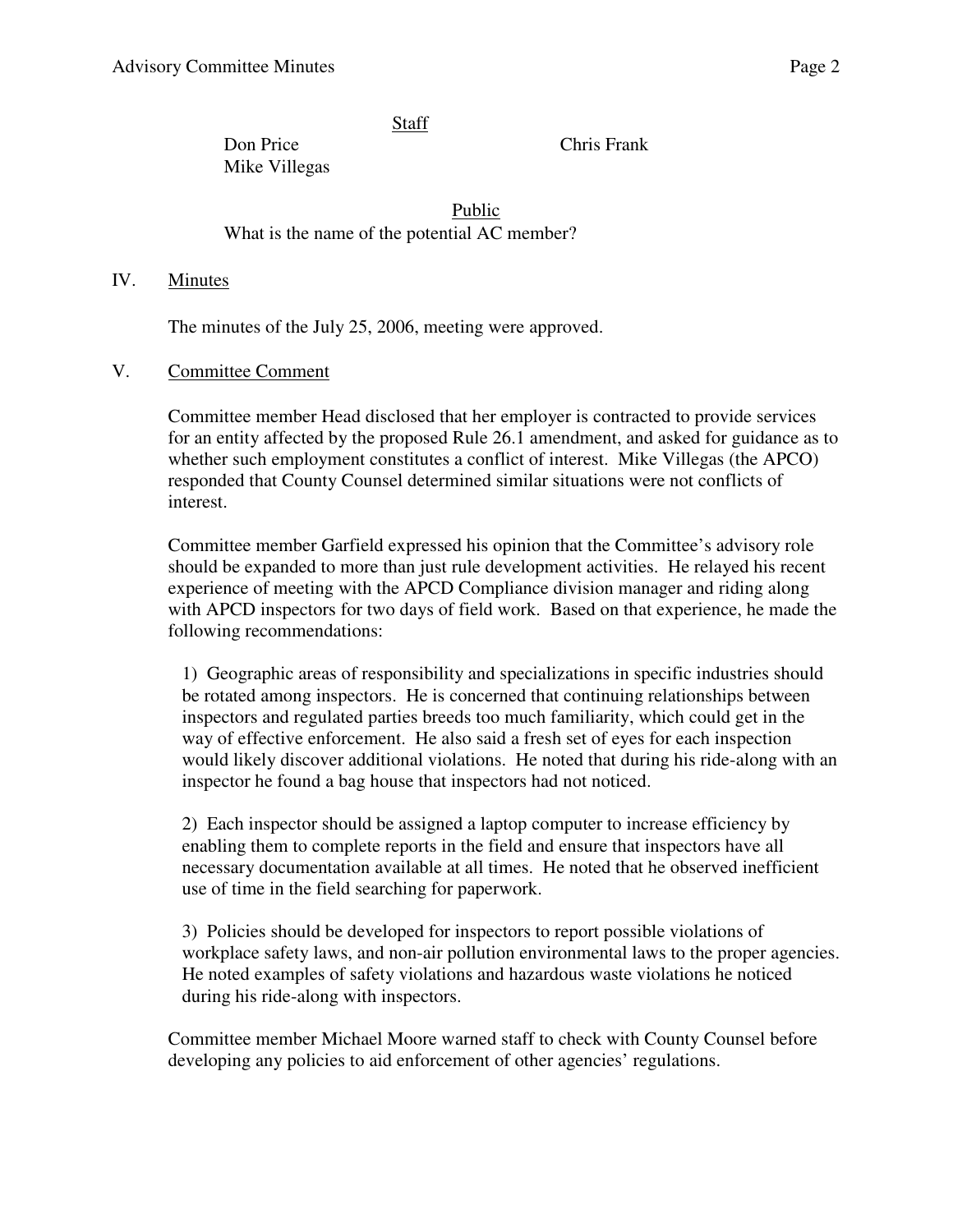Staff

Don Price — Chris Frank
Mike Villegas

Public

What is the name of the potential AC member?

## IV. Minutes

The minutes of the July 25, 2006, meeting were approved.

## V. Committee Comment

Committee member Head disclosed that her employer is contracted to provide services for an entity affected by the proposed Rule 26.1 amendment, and asked for guidance as to whether such employment constitutes a conflict of interest. Mike Villegas (the APCO) responded that County Counsel determined similar situations were not conflicts of interest.

Committee member Garfield expressed his opinion that the Committee's advisory role should be expanded to more than just rule development activities. He relayed his recent experience of meeting with the APCD Compliance division manager and riding along with APCD inspectors for two days of field work. Based on that experience, he made the following recommendations:

1) Geographic areas of responsibility and specializations in specific industries should be rotated among inspectors. He is concerned that continuing relationships between inspectors and regulated parties breeds too much familiarity, which could get in the way of effective enforcement. He also said a fresh set of eyes for each inspection would likely discover additional violations. He noted that during his ride-along with an inspector he found a bag house that inspectors had not noticed.

2) Each inspector should be assigned a laptop computer to increase efficiency by enabling them to complete reports in the field and ensure that inspectors have all necessary documentation available at all times. He noted that he observed inefficient use of time in the field searching for paperwork.

3) Policies should be developed for inspectors to report possible violations of workplace safety laws, and non-air pollution environmental laws to the proper agencies. He noted examples of safety violations and hazardous waste violations he noticed during his ride-along with inspectors.

Committee member Michael Moore warned staff to check with County Counsel before developing any policies to aid enforcement of other agencies' regulations.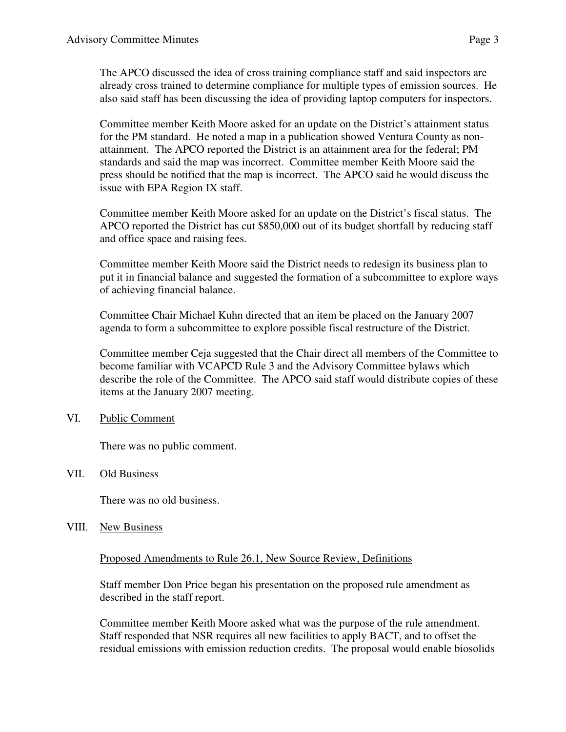The APCO discussed the idea of cross training compliance staff and said inspectors are already cross trained to determine compliance for multiple types of emission sources. He also said staff has been discussing the idea of providing laptop computers for inspectors.

Committee member Keith Moore asked for an update on the District's attainment status for the PM standard. He noted a map in a publication showed Ventura County as non-attainment. The APCO reported the District is an attainment area for the federal; PM standards and said the map was incorrect. Committee member Keith Moore said the press should be notified that the map is incorrect. The APCO said he would discuss the issue with EPA Region IX staff.

Committee member Keith Moore asked for an update on the District's fiscal status. The APCO reported the District has cut $850,000 out of its budget shortfall by reducing staff and office space and raising fees.

Committee member Keith Moore said the District needs to redesign its business plan to put it in financial balance and suggested the formation of a subcommittee to explore ways of achieving financial balance.

Committee Chair Michael Kuhn directed that an item be placed on the January 2007 agenda to form a subcommittee to explore possible fiscal restructure of the District.

Committee member Ceja suggested that the Chair direct all members of the Committee to become familiar with VCAPCD Rule 3 and the Advisory Committee bylaws which describe the role of the Committee. The APCO said staff would distribute copies of these items at the January 2007 meeting.

## VI. Public Comment

There was no public comment.

## VII. Old Business

There was no old business.

## VIII. New Business

Proposed Amendments to Rule 26.1, New Source Review, Definitions

Staff member Don Price began his presentation on the proposed rule amendment as described in the staff report.

Committee member Keith Moore asked what was the purpose of the rule amendment. Staff responded that NSR requires all new facilities to apply BACT, and to offset the residual emissions with emission reduction credits. The proposal would enable biosolids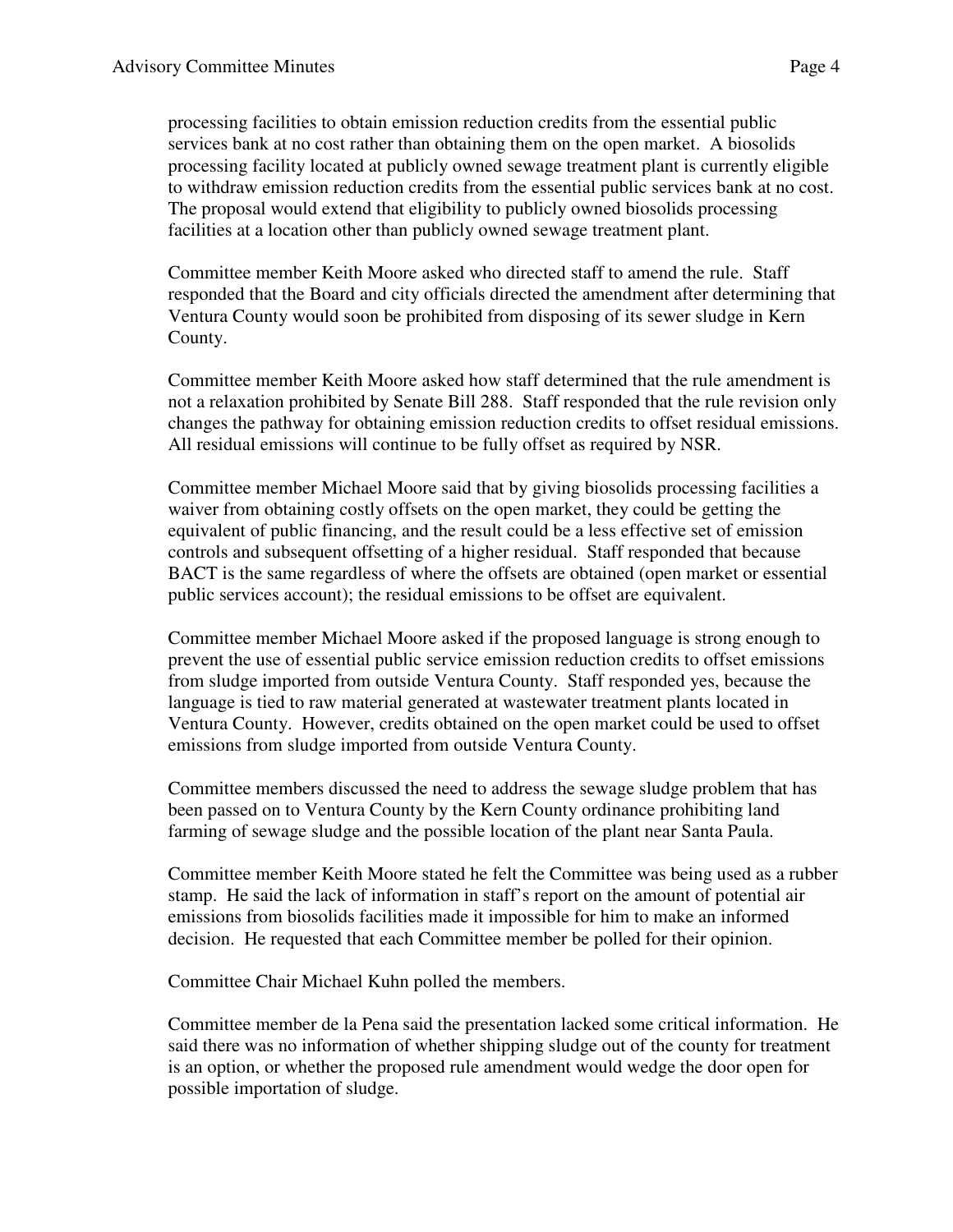processing facilities to obtain emission reduction credits from the essential public services bank at no cost rather than obtaining them on the open market. A biosolids processing facility located at publicly owned sewage treatment plant is currently eligible to withdraw emission reduction credits from the essential public services bank at no cost. The proposal would extend that eligibility to publicly owned biosolids processing facilities at a location other than publicly owned sewage treatment plant.

Committee member Keith Moore asked who directed staff to amend the rule. Staff responded that the Board and city officials directed the amendment after determining that Ventura County would soon be prohibited from disposing of its sewer sludge in Kern County.

Committee member Keith Moore asked how staff determined that the rule amendment is not a relaxation prohibited by Senate Bill 288. Staff responded that the rule revision only changes the pathway for obtaining emission reduction credits to offset residual emissions. All residual emissions will continue to be fully offset as required by NSR.

Committee member Michael Moore said that by giving biosolids processing facilities a waiver from obtaining costly offsets on the open market, they could be getting the equivalent of public financing, and the result could be a less effective set of emission controls and subsequent offsetting of a higher residual. Staff responded that because BACT is the same regardless of where the offsets are obtained (open market or essential public services account); the residual emissions to be offset are equivalent.

Committee member Michael Moore asked if the proposed language is strong enough to prevent the use of essential public service emission reduction credits to offset emissions from sludge imported from outside Ventura County. Staff responded yes, because the language is tied to raw material generated at wastewater treatment plants located in Ventura County. However, credits obtained on the open market could be used to offset emissions from sludge imported from outside Ventura County.

Committee members discussed the need to address the sewage sludge problem that has been passed on to Ventura County by the Kern County ordinance prohibiting land farming of sewage sludge and the possible location of the plant near Santa Paula.

Committee member Keith Moore stated he felt the Committee was being used as a rubber stamp. He said the lack of information in staff's report on the amount of potential air emissions from biosolids facilities made it impossible for him to make an informed decision. He requested that each Committee member be polled for their opinion.

Committee Chair Michael Kuhn polled the members.

Committee member de la Pena said the presentation lacked some critical information. He said there was no information of whether shipping sludge out of the county for treatment is an option, or whether the proposed rule amendment would wedge the door open for possible importation of sludge.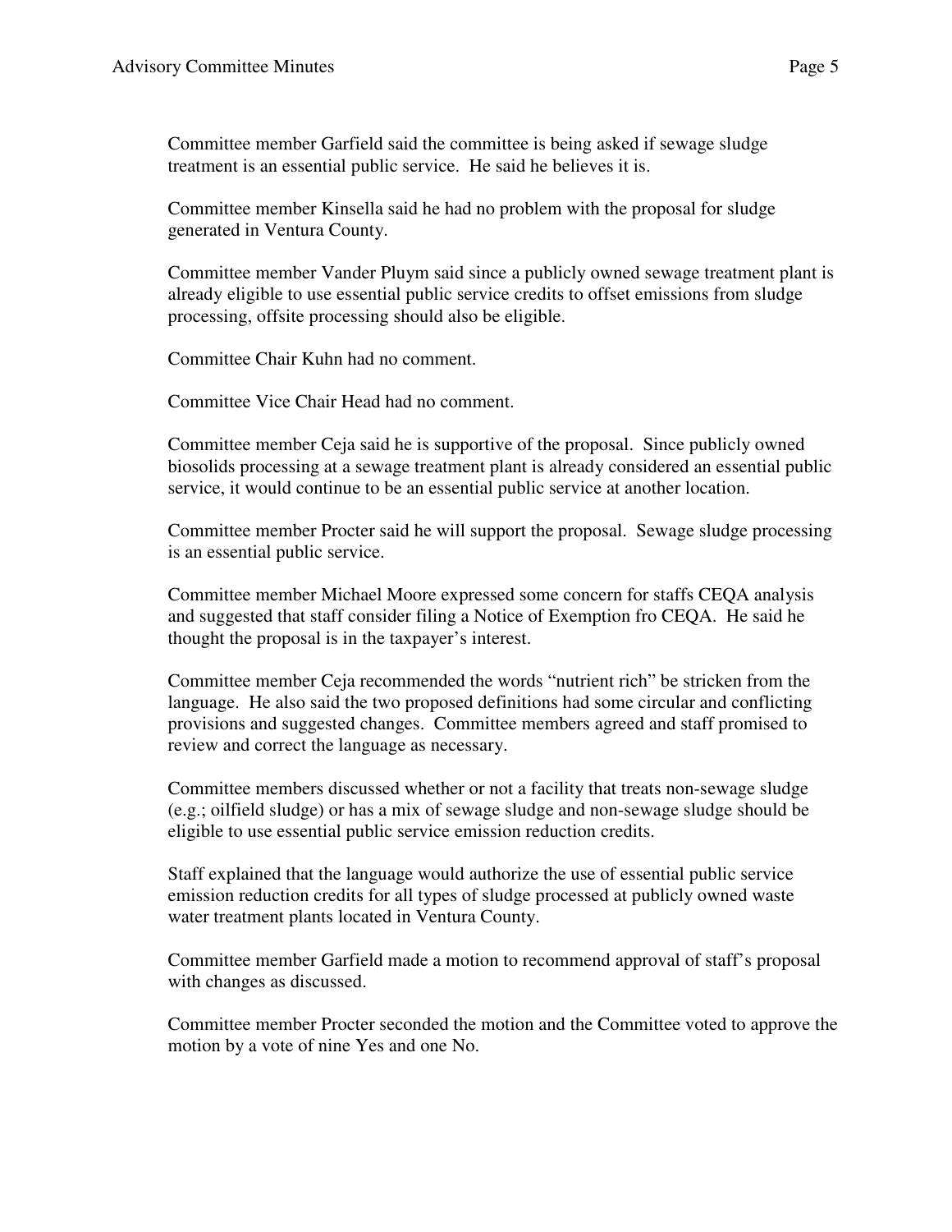Committee member Garfield said the committee is being asked if sewage sludge treatment is an essential public service. He said he believes it is.

Committee member Kinsella said he had no problem with the proposal for sludge generated in Ventura County.

Committee member Vander Pluym said since a publicly owned sewage treatment plant is already eligible to use essential public service credits to offset emissions from sludge processing, offsite processing should also be eligible.

Committee Chair Kuhn had no comment.

Committee Vice Chair Head had no comment.

Committee member Ceja said he is supportive of the proposal. Since publicly owned biosolids processing at a sewage treatment plant is already considered an essential public service, it would continue to be an essential public service at another location.

Committee member Procter said he will support the proposal. Sewage sludge processing is an essential public service.

Committee member Michael Moore expressed some concern for staffs CEQA analysis and suggested that staff consider filing a Notice of Exemption fro CEQA. He said he thought the proposal is in the taxpayer's interest.

Committee member Ceja recommended the words "nutrient rich" be stricken from the language. He also said the two proposed definitions had some circular and conflicting provisions and suggested changes. Committee members agreed and staff promised to review and correct the language as necessary.

Committee members discussed whether or not a facility that treats non-sewage sludge (e.g.; oilfield sludge) or has a mix of sewage sludge and non-sewage sludge should be eligible to use essential public service emission reduction credits.

Staff explained that the language would authorize the use of essential public service emission reduction credits for all types of sludge processed at publicly owned waste water treatment plants located in Ventura County.

Committee member Garfield made a motion to recommend approval of staff's proposal with changes as discussed.

Committee member Procter seconded the motion and the Committee voted to approve the motion by a vote of nine Yes and one No.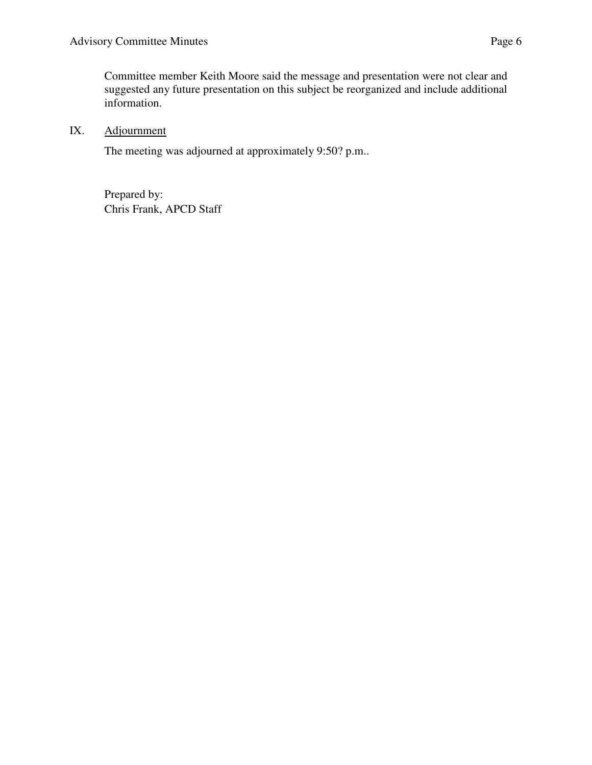Committee member Keith Moore said the message and presentation were not clear and suggested any future presentation on this subject be reorganized and include additional information.

## IX. Adjournment

The meeting was adjourned at approximately 9:50? p.m..

Prepared by:
Chris Frank, APCD Staff